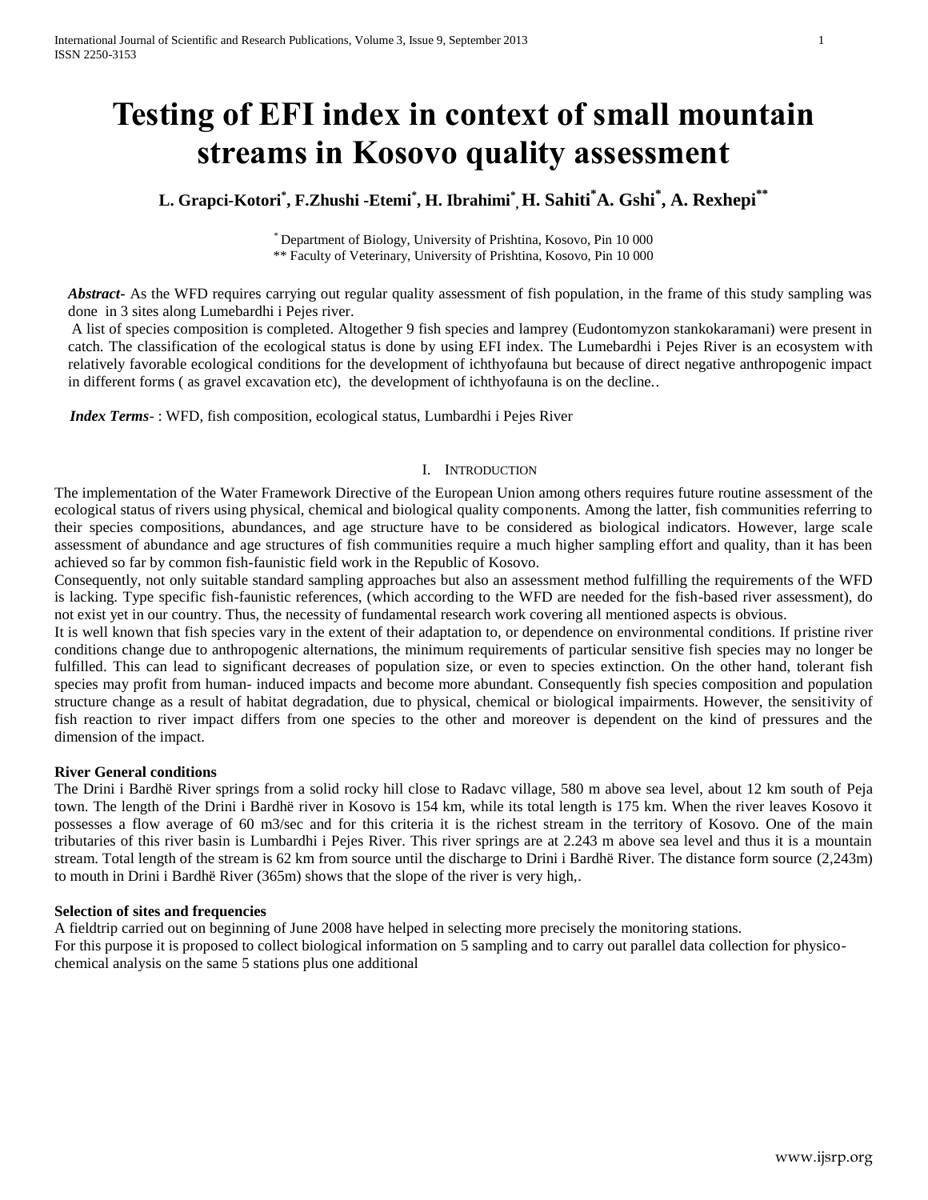# Testing of EFI index in context of small mountain streams in Kosovo quality assessment

**L. Grapci-Kotori[*], F.Zhushi -Etemi[*], H. Ibrahimi[*], H. Sahiti[*] A. Gshi[*], A. Rexhepi[**]**

[*] Department of Biology, University of Prishtina, Kosovo, Pin 10 000
[**] Faculty of Veterinary, University of Prishtina, Kosovo, Pin 10 000

***Abstract-*** As the WFD requires carrying out regular quality assessment of fish population, in the frame of this study sampling was done in 3 sites along Lumebardhi i Pejes river.

A list of species composition is completed. Altogether 9 fish species and lamprey (Eudontomyzon stankokaramani) were present in catch. The classification of the ecological status is done by using EFI index. The Lumebardhi i Pejes River is an ecosystem with relatively favorable ecological conditions for the development of ichthyofauna but because of direct negative anthropogenic impact in different forms ( as gravel excavation etc), the development of ichthyofauna is on the decline..

***Index Terms***- : WFD, fish composition, ecological status, Lumbardhi i Pejes River

## I. Introduction

The implementation of the Water Framework Directive of the European Union among others requires future routine assessment of the ecological status of rivers using physical, chemical and biological quality components. Among the latter, fish communities referring to their species compositions, abundances, and age structure have to be considered as biological indicators. However, large scale assessment of abundance and age structures of fish communities require a much higher sampling effort and quality, than it has been achieved so far by common fish-faunistic field work in the Republic of Kosovo.

Consequently, not only suitable standard sampling approaches but also an assessment method fulfilling the requirements of the WFD is lacking. Type specific fish-faunistic references, (which according to the WFD are needed for the fish-based river assessment), do not exist yet in our country. Thus, the necessity of fundamental research work covering all mentioned aspects is obvious.

It is well known that fish species vary in the extent of their adaptation to, or dependence on environmental conditions. If pristine river conditions change due to anthropogenic alternations, the minimum requirements of particular sensitive fish species may no longer be fulfilled. This can lead to significant decreases of population size, or even to species extinction. On the other hand, tolerant fish species may profit from human- induced impacts and become more abundant. Consequently fish species composition and population structure change as a result of habitat degradation, due to physical, chemical or biological impairments. However, the sensitivity of fish reaction to river impact differs from one species to the other and moreover is dependent on the kind of pressures and the dimension of the impact.

### River General conditions

The Drini i Bardhë River springs from a solid rocky hill close to Radavc village, 580 m above sea level, about 12 km south of Peja town. The length of the Drini i Bardhë river in Kosovo is 154 km, while its total length is 175 km. When the river leaves Kosovo it possesses a flow average of 60 m3/sec and for this criteria it is the richest stream in the territory of Kosovo. One of the main tributaries of this river basin is Lumbardhi i Pejes River. This river springs are at 2.243 m above sea level and thus it is a mountain stream. Total length of the stream is 62 km from source until the discharge to Drini i Bardhë River. The distance form source (2,243m) to mouth in Drini i Bardhë River (365m) shows that the slope of the river is very high,.

### Selection of sites and frequencies

A fieldtrip carried out on beginning of June 2008 have helped in selecting more precisely the monitoring stations.

For this purpose it is proposed to collect biological information on 5 sampling and to carry out parallel data collection for physico-chemical analysis on the same 5 stations plus one additional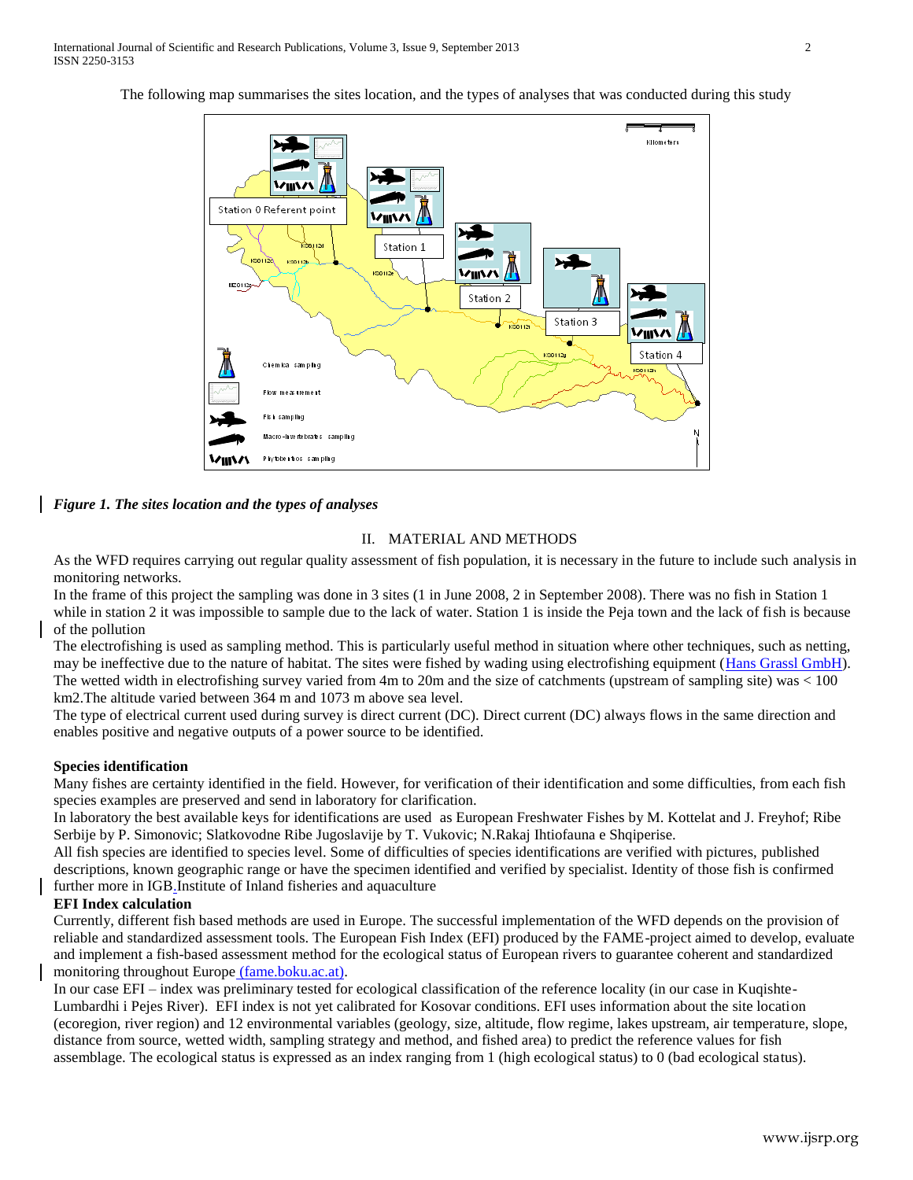The following map summarises the sites location, and the types of analyses that was conducted during this study

*Figure 1. The sites location and the types of analyses*

## II. MATERIAL AND METHODS

As the WFD requires carrying out regular quality assessment of fish population, it is necessary in the future to include such analysis in monitoring networks.

In the frame of this project the sampling was done in 3 sites (1 in June 2008, 2 in September 2008). There was no fish in Station 1 while in station 2 it was impossible to sample due to the lack of water. Station 1 is inside the Peja town and the lack of fish is because of the pollution

The electrofishing is used as sampling method. This is particularly useful method in situation where other techniques, such as netting, may be ineffective due to the nature of habitat. The sites were fished by wading using electrofishing equipment (Hans Grassl GmbH). The wetted width in electrofishing survey varied from 4m to 20m and the size of catchments (upstream of sampling site) was < 100 km2.The altitude varied between 364 m and 1073 m above sea level.

The type of electrical current used during survey is direct current (DC). Direct current (DC) always flows in the same direction and enables positive and negative outputs of a power source to be identified.

### Species identification

Many fishes are certainty identified in the field. However, for verification of their identification and some difficulties, from each fish species examples are preserved and send in laboratory for clarification.

In laboratory the best available keys for identifications are used as European Freshwater Fishes by M. Kottelat and J. Freyhof; Ribe Serbije by P. Simonovic; Slatkovodne Ribe Jugoslavije by T. Vukovic; N.Rakaj Ihtiofauna e Shqiperise.

All fish species are identified to species level. Some of difficulties of species identifications are verified with pictures, published descriptions, known geographic range or have the specimen identified and verified by specialist. Identity of those fish is confirmed further more in IGB.Institute of Inland fisheries and aquaculture

### EFI Index calculation

Currently, different fish based methods are used in Europe. The successful implementation of the WFD depends on the provision of reliable and standardized assessment tools. The European Fish Index (EFI) produced by the FAME-project aimed to develop, evaluate and implement a fish-based assessment method for the ecological status of European rivers to guarantee coherent and standardized monitoring throughout Europe (fame.boku.ac.at).

In our case EFI – index was preliminary tested for ecological classification of the reference locality (in our case in Kuqishte-Lumbardhi i Pejes River). EFI index is not yet calibrated for Kosovar conditions. EFI uses information about the site location (ecoregion, river region) and 12 environmental variables (geology, size, altitude, flow regime, lakes upstream, air temperature, slope, distance from source, wetted width, sampling strategy and method, and fished area) to predict the reference values for fish assemblage. The ecological status is expressed as an index ranging from 1 (high ecological status) to 0 (bad ecological status).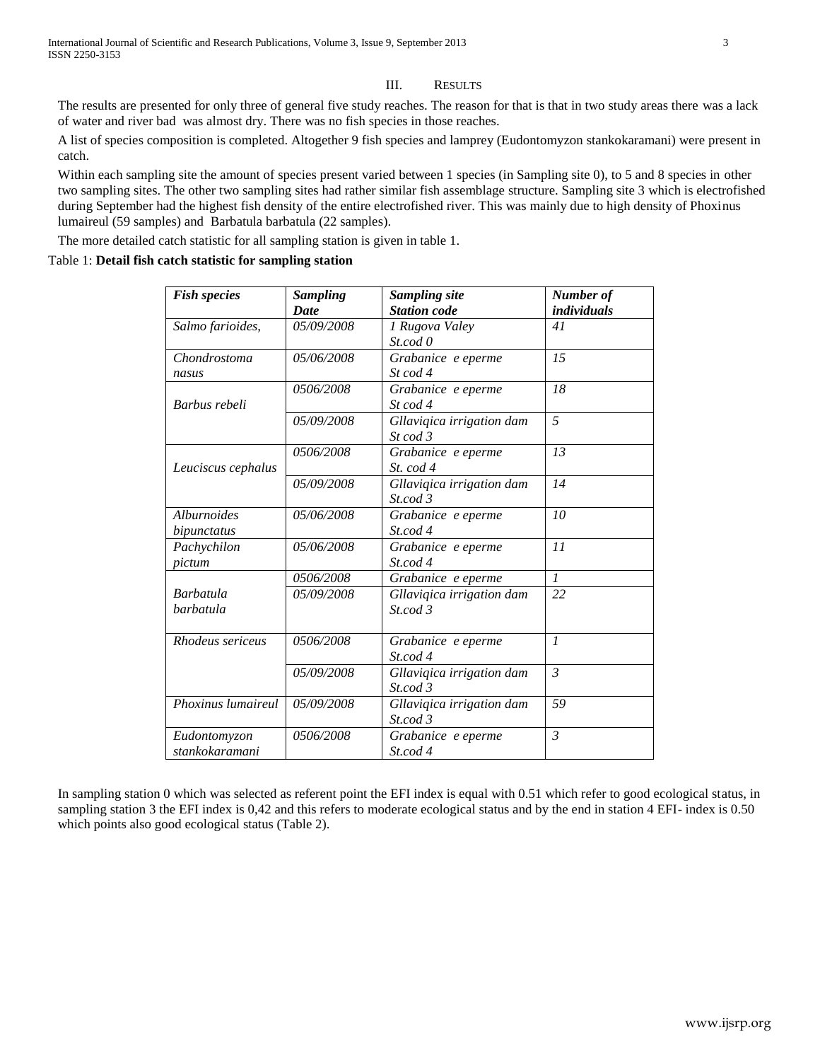## III. Results

The results are presented for only three of general five study reaches. The reason for that is that in two study areas there was a lack of water and river bad was almost dry. There was no fish species in those reaches.

A list of species composition is completed. Altogether 9 fish species and lamprey (Eudontomyzon stankokaramani) were present in catch.

Within each sampling site the amount of species present varied between 1 species (in Sampling site 0), to 5 and 8 species in other two sampling sites. The other two sampling sites had rather similar fish assemblage structure. Sampling site 3 which is electrofished during September had the highest fish density of the entire electrofished river. This was mainly due to high density of Phoxinus lumaireul (59 samples) and Barbatula barbatula (22 samples).

The more detailed catch statistic for all sampling station is given in table 1.

Table 1: **Detail fish catch statistic for sampling station**

| *Fish species* | *Sampling Date* | *Sampling site Station code* | *Number of individuals* |
|---|---|---|---|
| *Salmo farioides,* | *05/09/2008* | *1 Rugova Valey St.cod 0* | *41* |
| *Chondrostoma nasus* | *05/06/2008* | *Grabanice e eperme St cod 4* | *15* |
| *Barbus rebeli* | *0506/2008* | *Grabanice e eperme St cod 4* | *18* |
| | *05/09/2008* | *Gllaviqica irrigation dam St cod 3* | *5* |
| *Leuciscus cephalus* | *0506/2008* | *Grabanice e eperme St. cod 4* | *13* |
| | *05/09/2008* | *Gllaviqica irrigation dam St.cod 3* | *14* |
| *Alburnoides bipunctatus* | *05/06/2008* | *Grabanice e eperme St.cod 4* | *10* |
| *Pachychilon pictum* | *05/06/2008* | *Grabanice e eperme St.cod 4* | *11* |
| *Barbatula barbatula* | *0506/2008* | *Grabanice e eperme* | *1* |
| | *05/09/2008* | *Gllaviqica irrigation dam St.cod 3* | *22* |
| *Rhodeus sericeus* | *0506/2008* | *Grabanice e eperme St.cod 4* | *1* |
| | *05/09/2008* | *Gllaviqica irrigation dam St.cod 3* | *3* |
| *Phoxinus lumaireul* | *05/09/2008* | *Gllaviqica irrigation dam St.cod 3* | *59* |
| *Eudontomyzon stankokaramani* | *0506/2008* | *Grabanice e eperme St.cod 4* | *3* |

In sampling station 0 which was selected as referent point the EFI index is equal with 0.51 which refer to good ecological status, in sampling station 3 the EFI index is 0,42 and this refers to moderate ecological status and by the end in station 4 EFI- index is 0.50 which points also good ecological status (Table 2).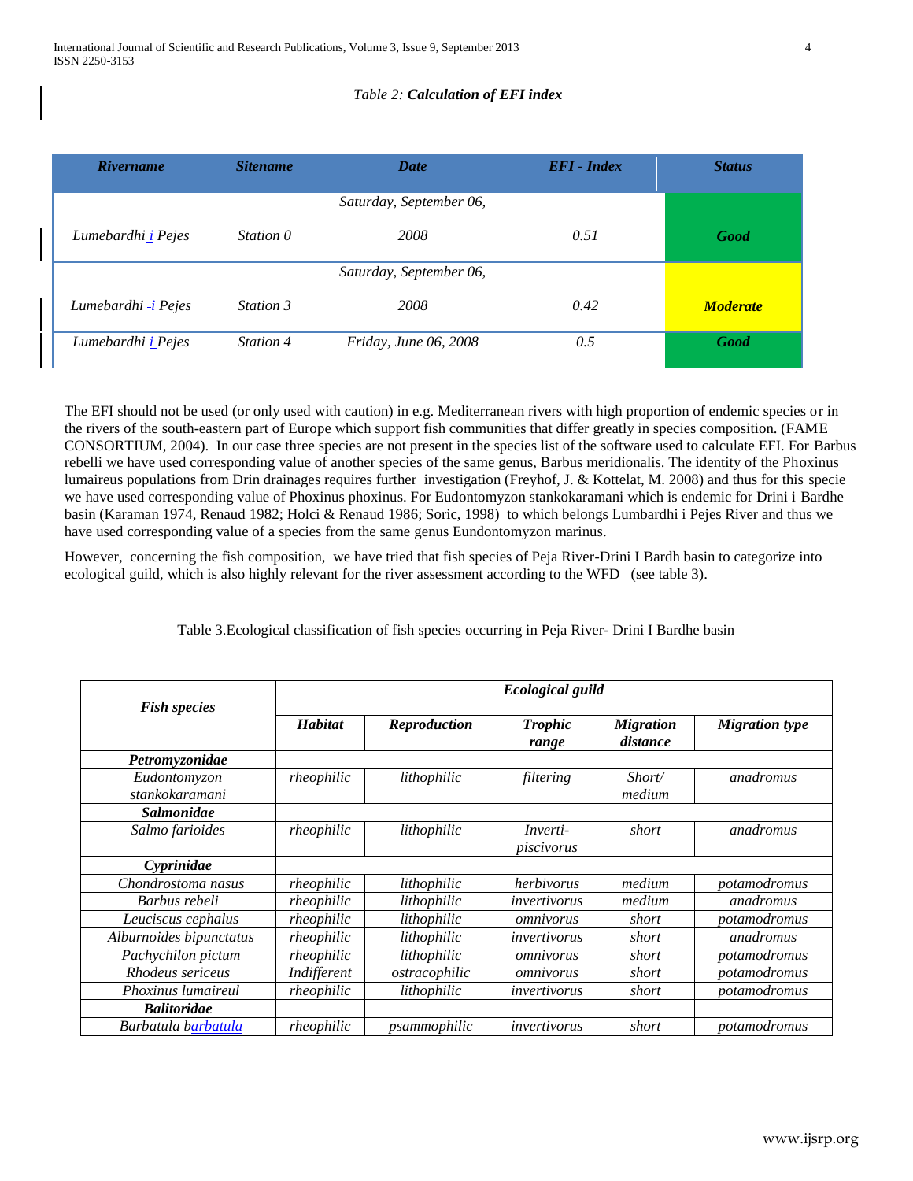*Table 2: **Calculation of EFI index***

| *Rivername* | *Sitename* | *Date* | *EFI - Index* | *Status* |
|---|---|---|---|---|
| *Lumebardhi i Pejes* | *Station 0* | *Saturday, September 06, 2008* | *0.51* | ***Good*** |
| *Lumebardhi -i Pejes* | *Station 3* | *Saturday, September 06, 2008* | *0.42* | ***Moderate*** |
| *Lumebardhi i Pejes* | *Station 4* | *Friday, June 06, 2008* | *0.5* | ***Good*** |

The EFI should not be used (or only used with caution) in e.g. Mediterranean rivers with high proportion of endemic species or in the rivers of the south-eastern part of Europe which support fish communities that differ greatly in species composition. (FAME CONSORTIUM, 2004). In our case three species are not present in the species list of the software used to calculate EFI. For Barbus rebelli we have used corresponding value of another species of the same genus, Barbus meridionalis. The identity of the Phoxinus lumaireus populations from Drin drainages requires further investigation (Freyhof, J. & Kottelat, M. 2008) and thus for this specie we have used corresponding value of Phoxinus phoxinus. For Eudontomyzon stankokaramani which is endemic for Drini i Bardhe basin (Karaman 1974, Renaud 1982; Holci & Renaud 1986; Soric, 1998) to which belongs Lumbardhi i Pejes River and thus we have used corresponding value of a species from the same genus Eundontomyzon marinus.

However, concerning the fish composition, we have tried that fish species of Peja River-Drini I Bardh basin to categorize into ecological guild, which is also highly relevant for the river assessment according to the WFD (see table 3).

Table 3.Ecological classification of fish species occurring in Peja River- Drini I Bardhe basin

| ***Fish species*** | ***Ecological guild*** | | | | |
|---|---|---|---|---|---|
| | ***Habitat*** | ***Reproduction*** | ***Trophic range*** | ***Migration distance*** | ***Migration type*** |
| ***Petromyzonidae*** | | | | | |
| *Eudontomyzon stankokaramani* | *rheophilic* | *lithophilic* | *filtering* | *Short/ medium* | *anadromus* |
| ***Salmonidae*** | | | | | |
| *Salmo farioides* | *rheophilic* | *lithophilic* | *Inverti-piscivorus* | *short* | *anadromus* |
| ***Cyprinidae*** | | | | | |
| *Chondrostoma nasus* | *rheophilic* | *lithophilic* | *herbivorus* | *medium* | *potamodromus* |
| *Barbus rebeli* | *rheophilic* | *lithophilic* | *invertivorus* | *medium* | *anadromus* |
| *Leuciscus cephalus* | *rheophilic* | *lithophilic* | *omnivorus* | *short* | *potamodromus* |
| *Alburnoides bipunctatus* | *rheophilic* | *lithophilic* | *invertivorus* | *short* | *anadromus* |
| *Pachychilon pictum* | *rheophilic* | *lithophilic* | *omnivorus* | *short* | *potamodromus* |
| *Rhodeus sericeus* | *Indifferent* | *ostracophilic* | *omnivorus* | *short* | *potamodromus* |
| *Phoxinus lumaireul* | *rheophilic* | *lithophilic* | *invertivorus* | *short* | *potamodromus* |
| ***Balitoridae*** | | | | | |
| *Barbatula barbatula* | *rheophilic* | *psammophilic* | *invertivorus* | *short* | *potamodromus* |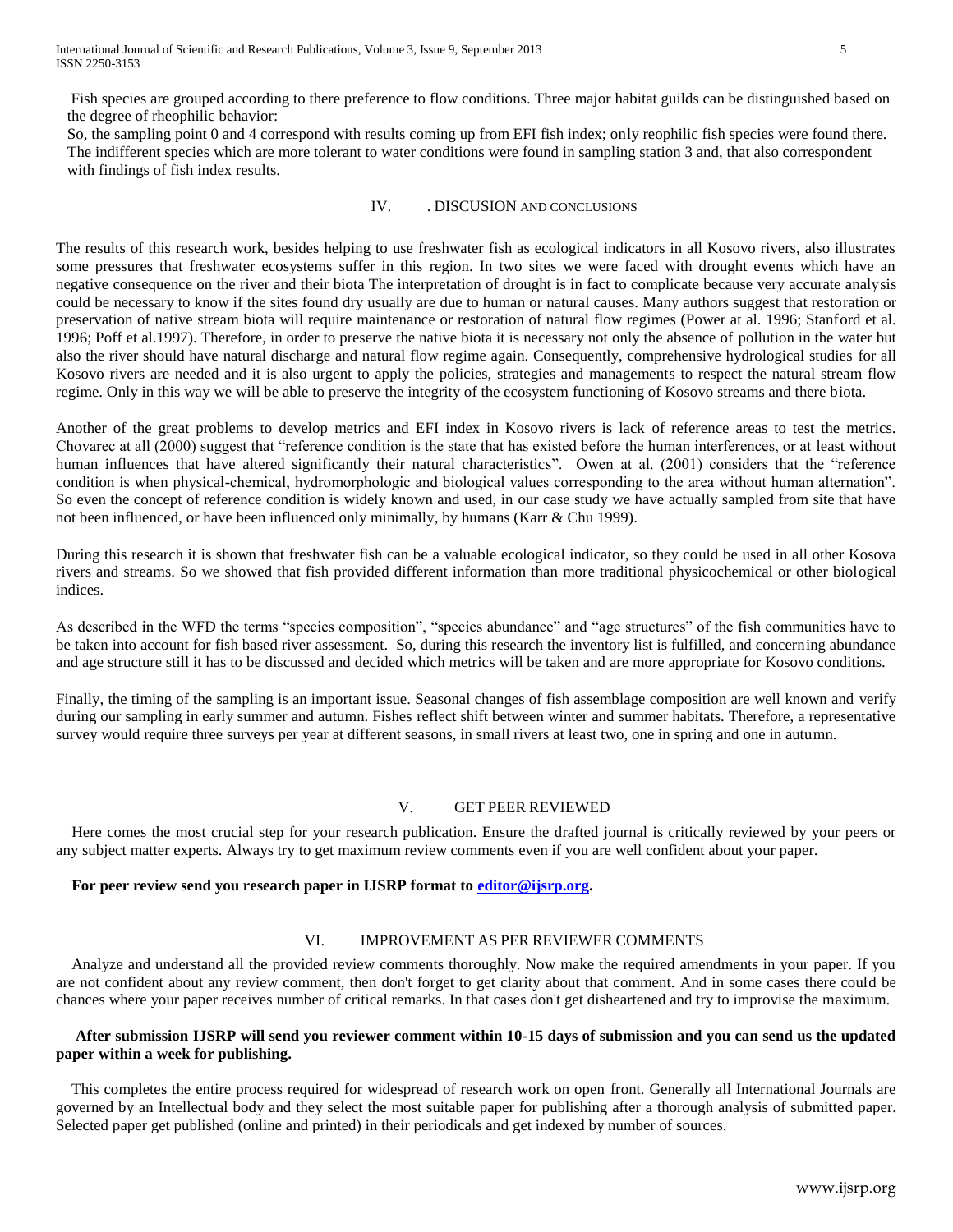Fish species are grouped according to there preference to flow conditions. Three major habitat guilds can be distinguished based on the degree of rheophilic behavior:

So, the sampling point 0 and 4 correspond with results coming up from EFI fish index; only reophilic fish species were found there. The indifferent species which are more tolerant to water conditions were found in sampling station 3 and, that also correspondent with findings of fish index results.

## IV. . DISCUSION AND CONCLUSIONS

The results of this research work, besides helping to use freshwater fish as ecological indicators in all Kosovo rivers, also illustrates some pressures that freshwater ecosystems suffer in this region. In two sites we were faced with drought events which have an negative consequence on the river and their biota The interpretation of drought is in fact to complicate because very accurate analysis could be necessary to know if the sites found dry usually are due to human or natural causes. Many authors suggest that restoration or preservation of native stream biota will require maintenance or restoration of natural flow regimes (Power at al. 1996; Stanford et al. 1996; Poff et al.1997). Therefore, in order to preserve the native biota it is necessary not only the absence of pollution in the water but also the river should have natural discharge and natural flow regime again. Consequently, comprehensive hydrological studies for all Kosovo rivers are needed and it is also urgent to apply the policies, strategies and managements to respect the natural stream flow regime. Only in this way we will be able to preserve the integrity of the ecosystem functioning of Kosovo streams and there biota.

Another of the great problems to develop metrics and EFI index in Kosovo rivers is lack of reference areas to test the metrics. Chovarec at all (2000) suggest that "reference condition is the state that has existed before the human interferences, or at least without human influences that have altered significantly their natural characteristics". Owen at al. (2001) considers that the "reference condition is when physical-chemical, hydromorphologic and biological values corresponding to the area without human alternation". So even the concept of reference condition is widely known and used, in our case study we have actually sampled from site that have not been influenced, or have been influenced only minimally, by humans (Karr & Chu 1999).

During this research it is shown that freshwater fish can be a valuable ecological indicator, so they could be used in all other Kosova rivers and streams. So we showed that fish provided different information than more traditional physicochemical or other biological indices.

As described in the WFD the terms "species composition", "species abundance" and "age structures" of the fish communities have to be taken into account for fish based river assessment. So, during this research the inventory list is fulfilled, and concerning abundance and age structure still it has to be discussed and decided which metrics will be taken and are more appropriate for Kosovo conditions.

Finally, the timing of the sampling is an important issue. Seasonal changes of fish assemblage composition are well known and verify during our sampling in early summer and autumn. Fishes reflect shift between winter and summer habitats. Therefore, a representative survey would require three surveys per year at different seasons, in small rivers at least two, one in spring and one in autumn.

## V. GET PEER REVIEWED

Here comes the most crucial step for your research publication. Ensure the drafted journal is critically reviewed by your peers or any subject matter experts. Always try to get maximum review comments even if you are well confident about your paper.

**For peer review send you research paper in IJSRP format to [editor@ijsrp.org](mailto:editor@ijsrp.org).**

## VI. IMPROVEMENT AS PER REVIEWER COMMENTS

Analyze and understand all the provided review comments thoroughly. Now make the required amendments in your paper. If you are not confident about any review comment, then don't forget to get clarity about that comment. And in some cases there could be chances where your paper receives number of critical remarks. In that cases don't get disheartened and try to improvise the maximum.

**After submission IJSRP will send you reviewer comment within 10-15 days of submission and you can send us the updated paper within a week for publishing.**

This completes the entire process required for widespread of research work on open front. Generally all International Journals are governed by an Intellectual body and they select the most suitable paper for publishing after a thorough analysis of submitted paper. Selected paper get published (online and printed) in their periodicals and get indexed by number of sources.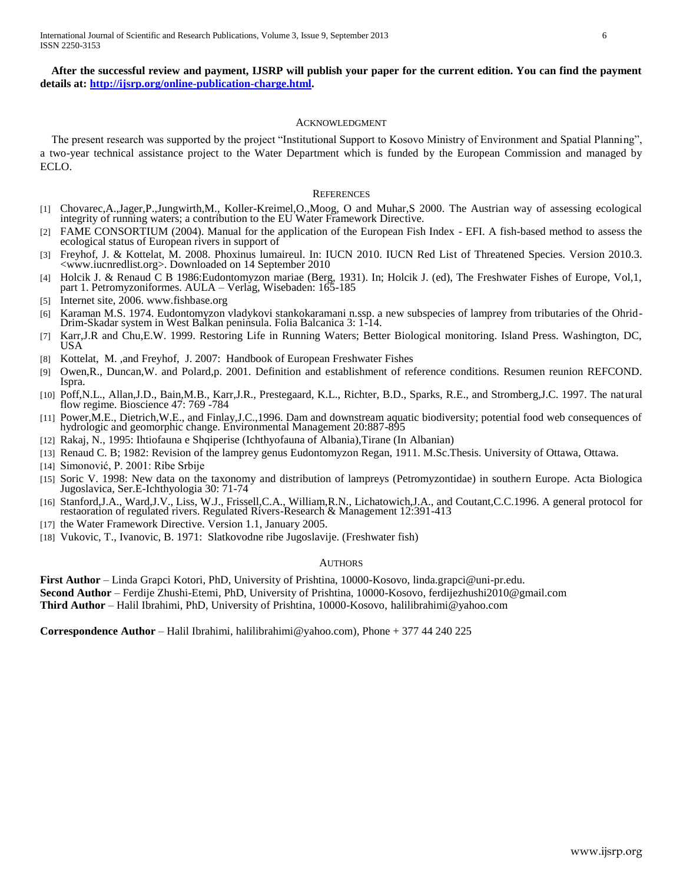**After the successful review and payment, IJSRP will publish your paper for the current edition. You can find the payment details at: [http://ijsrp.org/online-publication-charge.html](http://ijsrp.org/online-publication-charge.html).**

## ACKNOWLEDGMENT

The present research was supported by the project "Institutional Support to Kosovo Ministry of Environment and Spatial Planning", a two-year technical assistance project to the Water Department which is funded by the European Commission and managed by ECLO.

## REFERENCES

[1] Chovarec,A.,Jager,P.,Jungwirth,M., Koller-Kreimel,O.,Moog, O and Muhar,S 2000. The Austrian way of assessing ecological integrity of running waters; a contribution to the EU Water Framework Directive.

[2] FAME CONSORTIUM (2004). Manual for the application of the European Fish Index - EFI. A fish-based method to assess the ecological status of European rivers in support of

[3] Freyhof, J. & Kottelat, M. 2008. Phoxinus lumaireul. In: IUCN 2010. IUCN Red List of Threatened Species. Version 2010.3. <www.iucnredlist.org>. Downloaded on 14 September 2010

[4] Holcik J. & Renaud C B 1986:Eudontomyzon mariae (Berg, 1931). In; Holcik J. (ed), The Freshwater Fishes of Europe, Vol,1, part 1. Petromyzoniformes. AULA – Verlag, Wisebaden: 165-185

[5] Internet site, 2006. www.fishbase.org

[6] Karaman M.S. 1974. Eudontomyzon vladykovi stankokaramani n.ssp. a new subspecies of lamprey from tributaries of the Ohrid-Drim-Skadar system in West Balkan peninsula. Folia Balcanica 3: 1-14.

[7] Karr,J.R and Chu,E.W. 1999. Restoring Life in Running Waters; Better Biological monitoring. Island Press. Washington, DC, USA

[8] Kottelat, M. ,and Freyhof, J. 2007: Handbook of European Freshwater Fishes

[9] Owen,R., Duncan,W. and Polard,p. 2001. Definition and establishment of reference conditions. Resumen reunion REFCOND. Ispra.

[10] Poff,N.L., Allan,J.D., Bain,M.B., Karr,J.R., Prestegaard, K.L., Richter, B.D., Sparks, R.E., and Stromberg,J.C. 1997. The natural flow regime. Bioscience 47: 769 -784

[11] Power,M.E., Dietrich,W.E., and Finlay,J.C.,1996. Dam and downstream aquatic biodiversity; potential food web consequences of hydrologic and geomorphic change. Environmental Management 20:887-895

[12] Rakaj, N., 1995: Ihtiofauna e Shqiperise (Ichthyofauna of Albania),Tirane (In Albanian)

[13] Renaud C. B; 1982: Revision of the lamprey genus Eudontomyzon Regan, 1911. M.Sc.Thesis. University of Ottawa, Ottawa.

[14] Simonović, P. 2001: Ribe Srbije

[15] Soric V. 1998: New data on the taxonomy and distribution of lampreys (Petromyzontidae) in southern Europe. Acta Biologica Jugoslavica, Ser.E-Ichthyologia 30: 71-74

[16] Stanford,J.A., Ward,J.V., Liss, W.J., Frissell,C.A., William,R.N., Lichatowich,J.A., and Coutant,C.C.1996. A general protocol for restaoration of regulated rivers. Regulated Rivers-Research & Management 12:391-413

[17] the Water Framework Directive. Version 1.1, January 2005.

[18] Vukovic, T., Ivanovic, B. 1971: Slatkovodne ribe Jugoslavije. (Freshwater fish)

## AUTHORS

**First Author** – Linda Grapci Kotori, PhD, University of Prishtina, 10000-Kosovo, linda.grapci@uni-pr.edu.

**Second Author** – Ferdije Zhushi-Etemi, PhD, University of Prishtina, 10000-Kosovo, ferdijezhushi2010@gmail.com

**Third Author** – Halil Ibrahimi, PhD, University of Prishtina, 10000-Kosovo, halilibrahimi@yahoo.com

**Correspondence Author** – Halil Ibrahimi, halilibrahimi@yahoo.com), Phone + 377 44 240 225